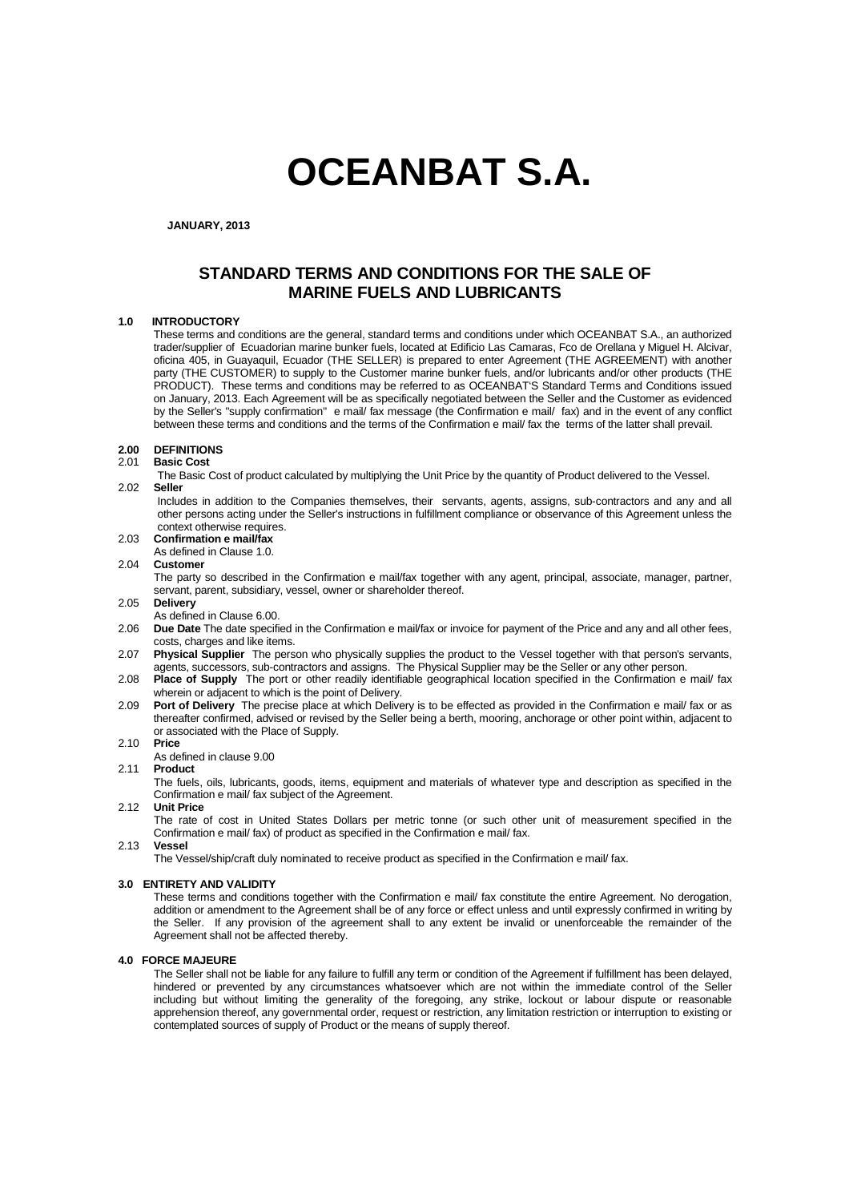# OCEANBAT S.A.

**JANUARY, 2013**

## STANDARD TERMS AND CONDITIONS FOR THE SALE OF MARINE FUELS AND LUBRICANTS

### 1.0 INTRODUCTORY

These terms and conditions are the general, standard terms and conditions under which OCEANBAT S.A., an authorized trader/supplier of Ecuadorian marine bunker fuels, located at Edificio Las Camaras, Fco de Orellana y Miguel H. Alcivar, oficina 405, in Guayaquil, Ecuador (THE SELLER) is prepared to enter Agreement (THE AGREEMENT) with another party (THE CUSTOMER) to supply to the Customer marine bunker fuels, and/or lubricants and/or other products (THE PRODUCT). These terms and conditions may be referred to as OCEANBAT'S Standard Terms and Conditions issued on January, 2013. Each Agreement will be as specifically negotiated between the Seller and the Customer as evidenced by the Seller's "supply confirmation" e mail/ fax message (the Confirmation e mail/ fax) and in the event of any conflict between these terms and conditions and the terms of the Confirmation e mail/ fax the terms of the latter shall prevail.

### 2.00 DEFINITIONS

2.01 **Basic Cost**

The Basic Cost of product calculated by multiplying the Unit Price by the quantity of Product delivered to the Vessel.

2.02 **Seller**

Includes in addition to the Companies themselves, their servants, agents, assigns, sub-contractors and any and all other persons acting under the Seller's instructions in fulfillment compliance or observance of this Agreement unless the context otherwise requires.

2.03 **Confirmation e mail/fax**

As defined in Clause 1.0.

2.04 **Customer**

The party so described in the Confirmation e mail/fax together with any agent, principal, associate, manager, partner, servant, parent, subsidiary, vessel, owner or shareholder thereof.

2.05 **Delivery**

As defined in Clause 6.00.

2.06 **Due Date** The date specified in the Confirmation e mail/fax or invoice for payment of the Price and any and all other fees, costs, charges and like items.

2.07 **Physical Supplier** The person who physically supplies the product to the Vessel together with that person's servants, agents, successors, sub-contractors and assigns. The Physical Supplier may be the Seller or any other person.

2.08 **Place of Supply** The port or other readily identifiable geographical location specified in the Confirmation e mail/ fax wherein or adjacent to which is the point of Delivery.

2.09 **Port of Delivery** The precise place at which Delivery is to be effected as provided in the Confirmation e mail/ fax or as thereafter confirmed, advised or revised by the Seller being a berth, mooring, anchorage or other point within, adjacent to or associated with the Place of Supply.

2.10 **Price**

As defined in clause 9.00

2.11 **Product**

The fuels, oils, lubricants, goods, items, equipment and materials of whatever type and description as specified in the Confirmation e mail/ fax subject of the Agreement.

2.12 **Unit Price**

The rate of cost in United States Dollars per metric tonne (or such other unit of measurement specified in the Confirmation e mail/ fax) of product as specified in the Confirmation e mail/ fax.

2.13 **Vessel**

The Vessel/ship/craft duly nominated to receive product as specified in the Confirmation e mail/ fax.

### 3.0 ENTIRETY AND VALIDITY

These terms and conditions together with the Confirmation e mail/ fax constitute the entire Agreement. No derogation, addition or amendment to the Agreement shall be of any force or effect unless and until expressly confirmed in writing by the Seller. If any provision of the agreement shall to any extent be invalid or unenforceable the remainder of the Agreement shall not be affected thereby.

### 4.0 FORCE MAJEURE

The Seller shall not be liable for any failure to fulfill any term or condition of the Agreement if fulfillment has been delayed, hindered or prevented by any circumstances whatsoever which are not within the immediate control of the Seller including but without limiting the generality of the foregoing, any strike, lockout or labour dispute or reasonable apprehension thereof, any governmental order, request or restriction, any limitation restriction or interruption to existing or contemplated sources of supply of Product or the means of supply thereof.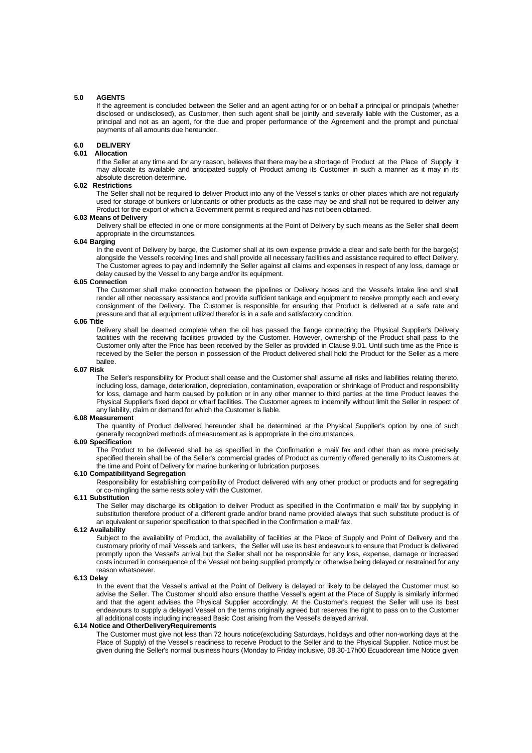## 5.0 AGENTS

If the agreement is concluded between the Seller and an agent acting for or on behalf a principal or principals (whether disclosed or undisclosed), as Customer, then such agent shall be jointly and severally liable with the Customer, as a principal and not as an agent, for the due and proper performance of the Agreement and the prompt and punctual payments of all amounts due hereunder.

## 6.0 DELIVERY

### 6.01 Allocation

If the Seller at any time and for any reason, believes that there may be a shortage of Product at the Place of Supply it may allocate its available and anticipated supply of Product among its Customer in such a manner as it may in its absolute discretion determine.

### 6.02 Restrictions

The Seller shall not be required to deliver Product into any of the Vessel's tanks or other places which are not regularly used for storage of bunkers or lubricants or other products as the case may be and shall not be required to deliver any Product for the export of which a Government permit is required and has not been obtained.

### 6.03 Means of Delivery

Delivery shall be effected in one or more consignments at the Point of Delivery by such means as the Seller shall deem appropriate in the circumstances.

### 6.04 Barging

In the event of Delivery by barge, the Customer shall at its own expense provide a clear and safe berth for the barge(s) alongside the Vessel's receiving lines and shall provide all necessary facilities and assistance required to effect Delivery. The Customer agrees to pay and indemnify the Seller against all claims and expenses in respect of any loss, damage or delay caused by the Vessel to any barge and/or its equipment.

### 6.05 Connection

The Customer shall make connection between the pipelines or Delivery hoses and the Vessel's intake line and shall render all other necessary assistance and provide sufficient tankage and equipment to receive promptly each and every consignment of the Delivery. The Customer is responsible for ensuring that Product is delivered at a safe rate and pressure and that all equipment utilized therefor is in a safe and satisfactory condition.

### 6.06 Title

Delivery shall be deemed complete when the oil has passed the flange connecting the Physical Supplier's Delivery facilities with the receiving facilities provided by the Customer. However, ownership of the Product shall pass to the Customer only after the Price has been received by the Seller as provided in Clause 9.01. Until such time as the Price is received by the Seller the person in possession of the Product delivered shall hold the Product for the Seller as a mere bailee.

### 6.07 Risk

The Seller's responsibility for Product shall cease and the Customer shall assume all risks and liabilities relating thereto, including loss, damage, deterioration, depreciation, contamination, evaporation or shrinkage of Product and responsibility for loss, damage and harm caused by pollution or in any other manner to third parties at the time Product leaves the Physical Supplier's fixed depot or wharf facilities. The Customer agrees to indemnify without limit the Seller in respect of any liability, claim or demand for which the Customer is liable.

### 6.08 Measurement

The quantity of Product delivered hereunder shall be determined at the Physical Supplier's option by one of such generally recognized methods of measurement as is appropriate in the circumstances.

### 6.09 Specification

The Product to be delivered shall be as specified in the Confirmation e mail/ fax and other than as more precisely specified therein shall be of the Seller's commercial grades of Product as currently offered generally to its Customers at the time and Point of Delivery for which the Product for marine bunkering or lubrication purposes.

### 6.10 Compatibilityand Segregation

Responsibility for establishing compatibility of Product delivered with any other product or products and for segregating or co-mingling the same rests solely with the Customer.

### 6.11 Substitution

The Seller may discharge its obligation to deliver Product as specified in the Confirmation e mail/ fax by supplying in substitution therefore product of a different grade and/or brand name provided always that such substitute product is of an equivalent or superior specification to that specified in the Confirmation e mail/ fax.

### 6.12 Availability

Subject to the availability of Product, the availability of facilities at the Place of Supply and Point of Delivery and the customary priority of mail Vessels and tankers, the Seller will use its best endeavours to ensure that Product is delivered promptly upon the Vessel's arrival but the Seller shall not be responsible for any loss, expense, damage or increased costs incurred in consequence of the Vessel not being supplied promptly or otherwise being delayed or restrained for any reason whatsoever.

### 6.13 Delay

In the event that the Vessel's arrival at the Point of Delivery is delayed or likely to be delayed the Customer must so advise the Seller. The Customer should also ensure thatthe Vessel's agent at the Place of Supply is similarly informed and that the agent advises the Physical Supplier accordingly. At the Customer's request the Seller will use its best endeavours to supply a delayed Vessel on the terms originally agreed but reserves the right to pass on to the Customer all additional costs including increased Basic Cost arising from the Vessel's delayed arrival.

### 6.14 Notice and OtherDeliveryRequirements

The Customer must give not less than 72 hours notice(excluding Saturdays, holidays and other non-working days at the Place of Supply) of the Vessel's readiness to receive Product to the Seller and to the Physical Supplier. Notice must be given during the Seller's normal business hours (Monday to Friday inclusive, 08.30-17h00 Ecuadorean time Notice given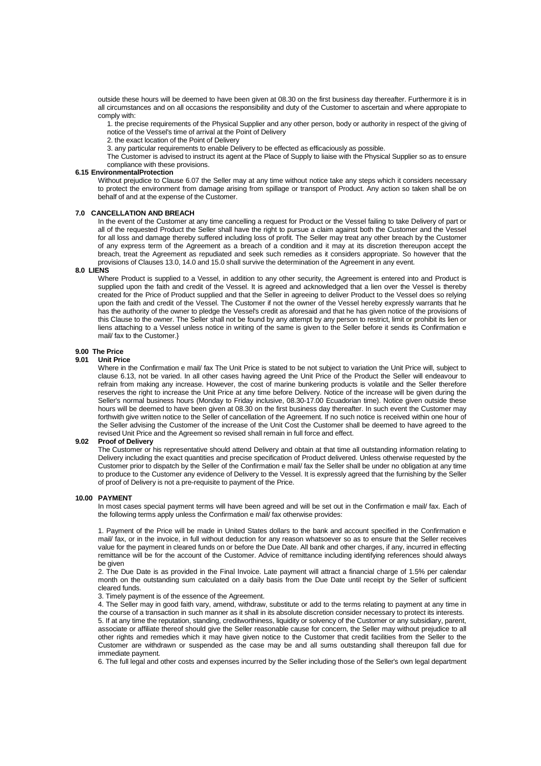outside these hours will be deemed to have been given at 08.30 on the first business day thereafter. Furthermore it is in all circumstances and on all occasions the responsibility and duty of the Customer to ascertain and where appropiate to comply with:

1. the precise requirements of the Physical Supplier and any other person, body or authority in respect of the giving of notice of the Vessel's time of arrival at the Point of Delivery
2. the exact location of the Point of Delivery
3. any particular requirements to enable Delivery to be effected as efficaciously as possible.

The Customer is advised to instruct its agent at the Place of Supply to liaise with the Physical Supplier so as to ensure compliance with these provisions.

**6.15 EnvironmentalProtection**

Without prejudice to Clause 6.07 the Seller may at any time without notice take any steps which it considers necessary to protect the environment from damage arising from spillage or transport of Product. Any action so taken shall be on behalf of and at the expense of the Customer.

**7.0 CANCELLATION AND BREACH**

In the event of the Customer at any time cancelling a request for Product or the Vessel failing to take Delivery of part or all of the requested Product the Seller shall have the right to pursue a claim against both the Customer and the Vessel for all loss and damage thereby suffered including loss of profit. The Seller may treat any other breach by the Customer of any express term of the Agreement as a breach of a condition and it may at its discretion thereupon accept the breach, treat the Agreement as repudiated and seek such remedies as it considers appropriate. So however that the provisions of Clauses 13.0, 14.0 and 15.0 shall survive the determination of the Agreement in any event.

**8.0 LIENS**

Where Product is supplied to a Vessel, in addition to any other security, the Agreement is entered into and Product is supplied upon the faith and credit of the Vessel. It is agreed and acknowledged that a lien over the Vessel is thereby created for the Price of Product supplied and that the Seller in agreeing to deliver Product to the Vessel does so relying upon the faith and credit of the Vessel. The Customer if not the owner of the Vessel hereby expressly warrants that he has the authority of the owner to pledge the Vessel's credit as aforesaid and that he has given notice of the provisions of this Clause to the owner. The Seller shall not be found by any attempt by any person to restrict, limit or prohibit its lien or liens attaching to a Vessel unless notice in writing of the same is given to the Seller before it sends its Confirmation e mail/ fax to the Customer.}

**9.00 The Price**

**9.01 Unit Price**

Where in the Confirmation e mail/ fax The Unit Price is stated to be not subject to variation the Unit Price will, subject to clause 6.13, not be varied. In all other cases having agreed the Unit Price of the Product the Seller will endeavour to refrain from making any increase. However, the cost of marine bunkering products is volatile and the Seller therefore reserves the right to increase the Unit Price at any time before Delivery. Notice of the increase will be given during the Seller's normal business hours (Monday to Friday inclusive, 08.30-17.00 Ecuadorian time). Notice given outside these hours will be deemed to have been given at 08.30 on the first business day thereafter. In such event the Customer may forthwith give written notice to the Seller of cancellation of the Agreement. If no such notice is received within one hour of the Seller advising the Customer of the increase of the Unit Cost the Customer shall be deemed to have agreed to the revised Unit Price and the Agreement so revised shall remain in full force and effect.

**9.02 Proof of Delivery**

The Customer or his representative should attend Delivery and obtain at that time all outstanding information relating to Delivery including the exact quantities and precise specification of Product delivered. Unless otherwise requested by the Customer prior to dispatch by the Seller of the Confirmation e mail/ fax the Seller shall be under no obligation at any time to produce to the Customer any evidence of Delivery to the Vessel. It is expressly agreed that the furnishing by the Seller of proof of Delivery is not a pre-requisite to payment of the Price.

**10.00 PAYMENT**

In most cases special payment terms will have been agreed and will be set out in the Confirmation e mail/ fax. Each of the following terms apply unless the Confirmation e mail/ fax otherwise provides:

1. Payment of the Price will be made in United States dollars to the bank and account specified in the Confirmation e mail/ fax, or in the invoice, in full without deduction for any reason whatsoever so as to ensure that the Seller receives value for the payment in cleared funds on or before the Due Date. All bank and other charges, if any, incurred in effecting remittance will be for the account of the Customer. Advice of remittance including identifying references should always be given

2. The Due Date is as provided in the Final Invoice. Late payment will attract a financial charge of 1.5% per calendar month on the outstanding sum calculated on a daily basis from the Due Date until receipt by the Seller of sufficient cleared funds.

3. Timely payment is of the essence of the Agreement.

4. The Seller may in good faith vary, amend, withdraw, substitute or add to the terms relating to payment at any time in the course of a transaction in such manner as it shall in its absolute discretion consider necessary to protect its interests.

5. If at any time the reputation, standing, creditworthiness, liquidity or solvency of the Customer or any subsidiary, parent, associate or affiliate thereof should give the Seller reasonable cause for concern, the Seller may without prejudice to all other rights and remedies which it may have given notice to the Customer that credit facilities from the Seller to the Customer are withdrawn or suspended as the case may be and all sums outstanding shall thereupon fall due for immediate payment.

6. The full legal and other costs and expenses incurred by the Seller including those of the Seller's own legal department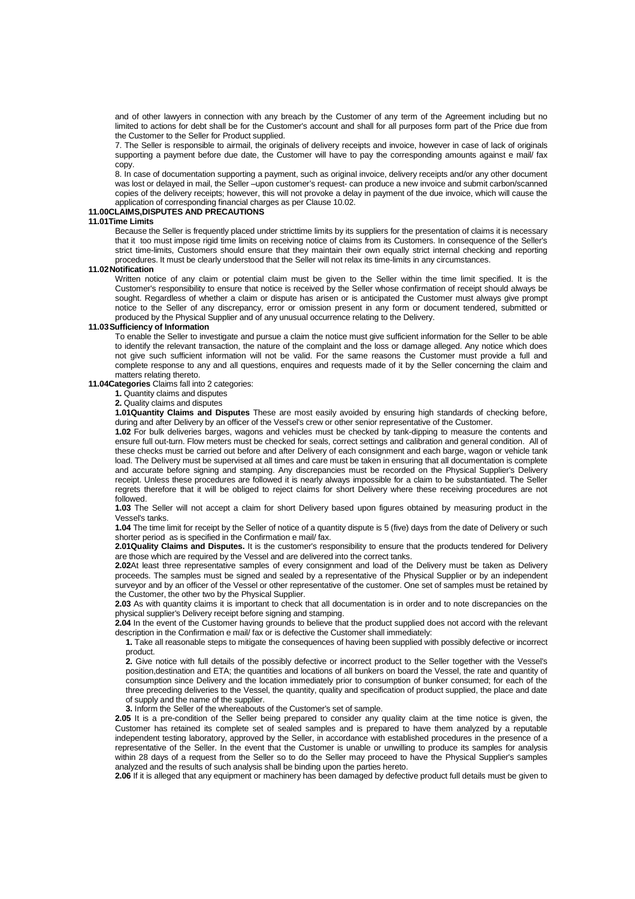and of other lawyers in connection with any breach by the Customer of any term of the Agreement including but no limited to actions for debt shall be for the Customer's account and shall for all purposes form part of the Price due from the Customer to the Seller for Product supplied.

7. The Seller is responsible to airmail, the originals of delivery receipts and invoice, however in case of lack of originals supporting a payment before due date, the Customer will have to pay the corresponding amounts against e mail/ fax copy.

8. In case of documentation supporting a payment, such as original invoice, delivery receipts and/or any other document was lost or delayed in mail, the Seller –upon customer's request- can produce a new invoice and submit carbon/scanned copies of the delivery receipts; however, this will not provoke a delay in payment of the due invoice, which will cause the application of corresponding financial charges as per Clause 10.02.

**11.00CLAIMS,DISPUTES AND PRECAUTIONS**

**11.01Time Limits**

Because the Seller is frequently placed under stricttime limits by its suppliers for the presentation of claims it is necessary that it too must impose rigid time limits on receiving notice of claims from its Customers. In consequence of the Seller's strict time-limits, Customers should ensure that they maintain their own equally strict internal checking and reporting procedures. It must be clearly understood that the Seller will not relax its time-limits in any circumstances.

**11.02Notification**

Written notice of any claim or potential claim must be given to the Seller within the time limit specified. It is the Customer's responsibility to ensure that notice is received by the Seller whose confirmation of receipt should always be sought. Regardless of whether a claim or dispute has arisen or is anticipated the Customer must always give prompt notice to the Seller of any discrepancy, error or omission present in any form or document tendered, submitted or produced by the Physical Supplier and of any unusual occurrence relating to the Delivery.

**11.03Sufficiency of Information**

To enable the Seller to investigate and pursue a claim the notice must give sufficient information for the Seller to be able to identify the relevant transaction, the nature of the complaint and the loss or damage alleged. Any notice which does not give such sufficient information will not be valid. For the same reasons the Customer must provide a full and complete response to any and all questions, enquires and requests made of it by the Seller concerning the claim and matters relating thereto.

**11.04Categories** Claims fall into 2 categories:

**1.** Quantity claims and disputes

**2.** Quality claims and disputes

**1.01Quantity Claims and Disputes** These are most easily avoided by ensuring high standards of checking before, during and after Delivery by an officer of the Vessel's crew or other senior representative of the Customer.

**1.02** For bulk deliveries barges, wagons and vehicles must be checked by tank-dipping to measure the contents and ensure full out-turn. Flow meters must be checked for seals, correct settings and calibration and general condition. All of these checks must be carried out before and after Delivery of each consignment and each barge, wagon or vehicle tank load. The Delivery must be supervised at all times and care must be taken in ensuring that all documentation is complete and accurate before signing and stamping. Any discrepancies must be recorded on the Physical Supplier's Delivery receipt. Unless these procedures are followed it is nearly always impossible for a claim to be substantiated. The Seller regrets therefore that it will be obliged to reject claims for short Delivery where these receiving procedures are not followed.

**1.03** The Seller will not accept a claim for short Delivery based upon figures obtained by measuring product in the Vessel's tanks.

**1.04** The time limit for receipt by the Seller of notice of a quantity dispute is 5 (five) days from the date of Delivery or such shorter period as is specified in the Confirmation e mail/ fax.

**2.01Quality Claims and Disputes.** It is the customer's responsibility to ensure that the products tendered for Delivery are those which are required by the Vessel and are delivered into the correct tanks.

**2.02**At least three representative samples of every consignment and load of the Delivery must be taken as Delivery proceeds. The samples must be signed and sealed by a representative of the Physical Supplier or by an independent surveyor and by an officer of the Vessel or other representative of the customer. One set of samples must be retained by the Customer, the other two by the Physical Supplier.

**2.03** As with quantity claims it is important to check that all documentation is in order and to note discrepancies on the physical supplier's Delivery receipt before signing and stamping.

**2.04** In the event of the Customer having grounds to believe that the product supplied does not accord with the relevant description in the Confirmation e mail/ fax or is defective the Customer shall immediately:

**1.** Take all reasonable steps to mitigate the consequences of having been supplied with possibly defective or incorrect product.

**2.** Give notice with full details of the possibly defective or incorrect product to the Seller together with the Vessel's position,destination and ETA; the quantities and locations of all bunkers on board the Vessel, the rate and quantity of consumption since Delivery and the location immediately prior to consumption of bunker consumed; for each of the three preceding deliveries to the Vessel, the quantity, quality and specification of product supplied, the place and date of supply and the name of the supplier.

**3.** Inform the Seller of the whereabouts of the Customer's set of sample.

**2.05** It is a pre-condition of the Seller being prepared to consider any quality claim at the time notice is given, the Customer has retained its complete set of sealed samples and is prepared to have them analyzed by a reputable independent testing laboratory, approved by the Seller, in accordance with established procedures in the presence of a representative of the Seller. In the event that the Customer is unable or unwilling to produce its samples for analysis within 28 days of a request from the Seller so to do the Seller may proceed to have the Physical Supplier's samples analyzed and the results of such analysis shall be binding upon the parties hereto.

**2.06** If it is alleged that any equipment or machinery has been damaged by defective product full details must be given to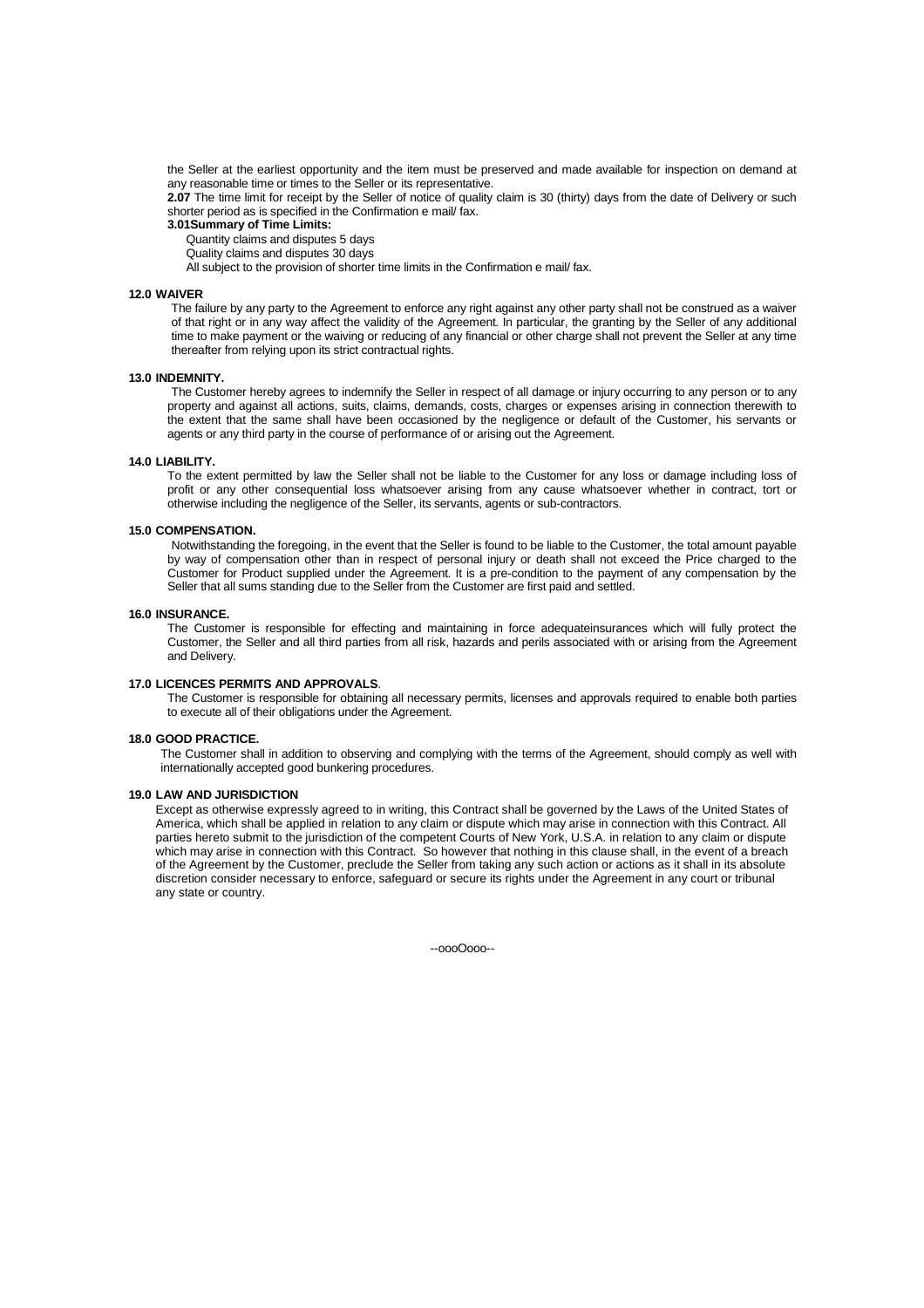the Seller at the earliest opportunity and the item must be preserved and made available for inspection on demand at any reasonable time or times to the Seller or its representative.

**2.07** The time limit for receipt by the Seller of notice of quality claim is 30 (thirty) days from the date of Delivery or such shorter period as is specified in the Confirmation e mail/ fax.

**3.01Summary of Time Limits:**

Quantity claims and disputes 5 days

Quality claims and disputes 30 days

All subject to the provision of shorter time limits in the Confirmation e mail/ fax.

**12.0 WAIVER**

The failure by any party to the Agreement to enforce any right against any other party shall not be construed as a waiver of that right or in any way affect the validity of the Agreement. In particular, the granting by the Seller of any additional time to make payment or the waiving or reducing of any financial or other charge shall not prevent the Seller at any time thereafter from relying upon its strict contractual rights.

**13.0 INDEMNITY.**

The Customer hereby agrees to indemnify the Seller in respect of all damage or injury occurring to any person or to any property and against all actions, suits, claims, demands, costs, charges or expenses arising in connection therewith to the extent that the same shall have been occasioned by the negligence or default of the Customer, his servants or agents or any third party in the course of performance of or arising out the Agreement.

**14.0 LIABILITY.**

To the extent permitted by law the Seller shall not be liable to the Customer for any loss or damage including loss of profit or any other consequential loss whatsoever arising from any cause whatsoever whether in contract, tort or otherwise including the negligence of the Seller, its servants, agents or sub-contractors.

**15.0 COMPENSATION.**

Notwithstanding the foregoing, in the event that the Seller is found to be liable to the Customer, the total amount payable by way of compensation other than in respect of personal injury or death shall not exceed the Price charged to the Customer for Product supplied under the Agreement. It is a pre-condition to the payment of any compensation by the Seller that all sums standing due to the Seller from the Customer are first paid and settled.

**16.0 INSURANCE.**

The Customer is responsible for effecting and maintaining in force adequateinsurances which will fully protect the Customer, the Seller and all third parties from all risk, hazards and perils associated with or arising from the Agreement and Delivery.

**17.0 LICENCES PERMITS AND APPROVALS**.

The Customer is responsible for obtaining all necessary permits, licenses and approvals required to enable both parties to execute all of their obligations under the Agreement.

**18.0 GOOD PRACTICE.**

The Customer shall in addition to observing and complying with the terms of the Agreement, should comply as well with internationally accepted good bunkering procedures.

**19.0 LAW AND JURISDICTION**

Except as otherwise expressly agreed to in writing, this Contract shall be governed by the Laws of the United States of America, which shall be applied in relation to any claim or dispute which may arise in connection with this Contract. All parties hereto submit to the jurisdiction of the competent Courts of New York, U.S.A. in relation to any claim or dispute which may arise in connection with this Contract. So however that nothing in this clause shall, in the event of a breach of the Agreement by the Customer, preclude the Seller from taking any such action or actions as it shall in its absolute discretion consider necessary to enforce, safeguard or secure its rights under the Agreement in any court or tribunal any state or country.

--oooOooo--